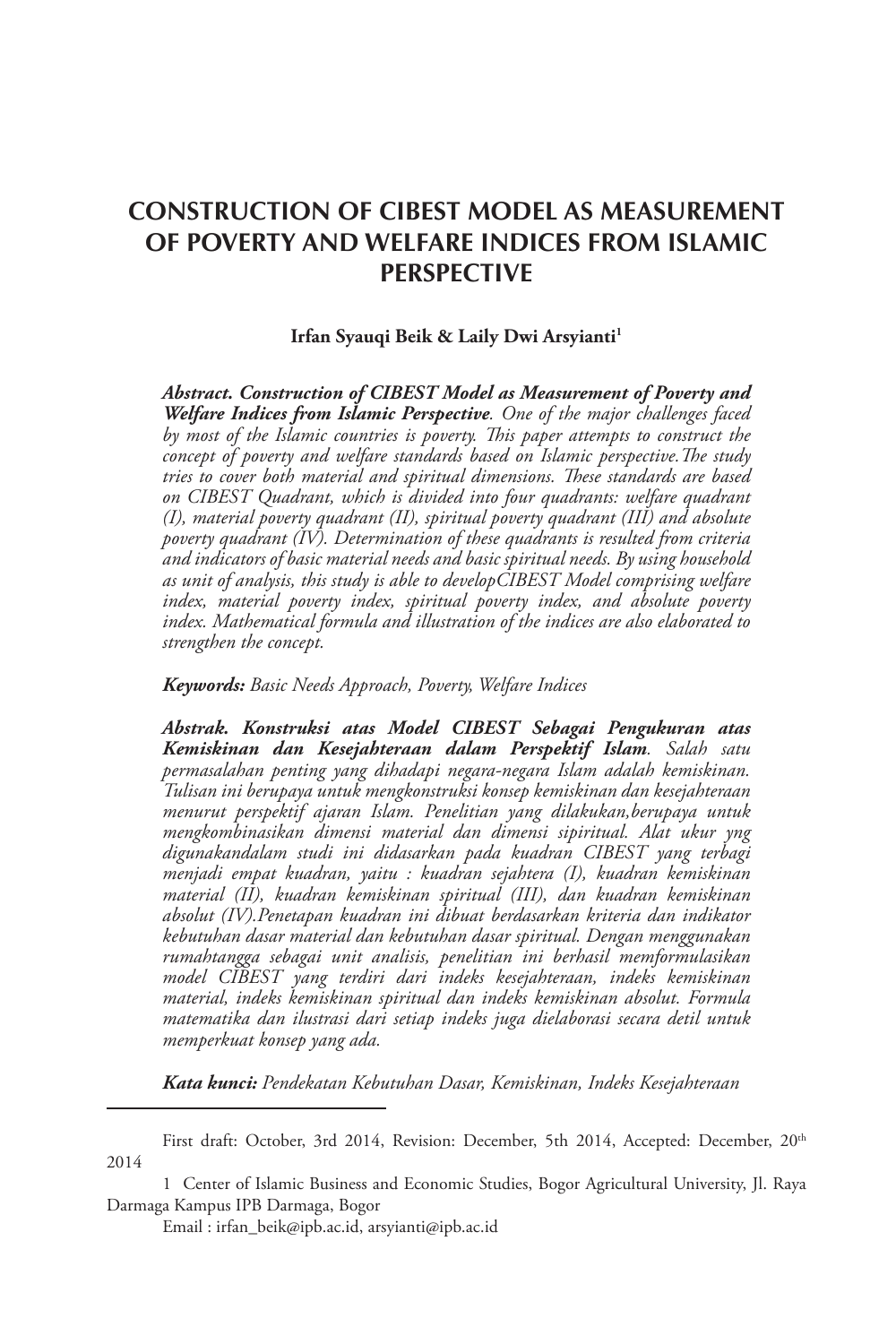# CONSTRUCTION OF CIBEST MODEL AS MEASUREMENT OF POVERTY AND WELFARE INDICES FROM ISLAMIC PERSPECTIVE

**Irfan Syauqi Beik & Laily Dwi Arsyianti**[1]

***Abstract. Construction of CIBEST Model as Measurement of Poverty and Welfare Indices from Islamic Perspective****. One of the major challenges faced by most of the Islamic countries is poverty. This paper attempts to construct the concept of poverty and welfare standards based on Islamic perspective.The study tries to cover both material and spiritual dimensions. These standards are based on CIBEST Quadrant, which is divided into four quadrants: welfare quadrant (I), material poverty quadrant (II), spiritual poverty quadrant (III) and absolute poverty quadrant (IV). Determination of these quadrants is resulted from criteria and indicators of basic material needs and basic spiritual needs. By using household as unit of analysis, this study is able to developCIBEST Model comprising welfare index, material poverty index, spiritual poverty index, and absolute poverty index. Mathematical formula and illustration of the indices are also elaborated to strengthen the concept.*

***Keywords:*** *Basic Needs Approach, Poverty, Welfare Indices*

***Abstrak. Konstruksi atas Model CIBEST Sebagai Pengukuran atas Kemiskinan dan Kesejahteraan dalam Perspektif Islam****. Salah satu permasalahan penting yang dihadapi negara-negara Islam adalah kemiskinan. Tulisan ini berupaya untuk mengkonstruksi konsep kemiskinan dan kesejahteraan menurut perspektif ajaran Islam. Penelitian yang dilakukan,berupaya untuk mengkombinasikan dimensi material dan dimensi sipiritual. Alat ukur yng digunakandalam studi ini didasarkan pada kuadran CIBEST yang terbagi menjadi empat kuadran, yaitu : kuadran sejahtera (I), kuadran kemiskinan material (II), kuadran kemiskinan spiritual (III), dan kuadran kemiskinan absolut (IV).Penetapan kuadran ini dibuat berdasarkan kriteria dan indikator kebutuhan dasar material dan kebutuhan dasar spiritual. Dengan menggunakan rumahtangga sebagai unit analisis, penelitian ini berhasil memformulasikan model CIBEST yang terdiri dari indeks kesejahteraan, indeks kemiskinan material, indeks kemiskinan spiritual dan indeks kemiskinan absolut. Formula matematika dan ilustrasi dari setiap indeks juga dielaborasi secara detil untuk memperkuat konsep yang ada.*

***Kata kunci:*** *Pendekatan Kebutuhan Dasar, Kemiskinan, Indeks Kesejahteraan*

---

First draft: October, 3rd 2014, Revision: December, 5th 2014, Accepted: December, 20th 2014

1 Center of Islamic Business and Economic Studies, Bogor Agricultural University, Jl. Raya Darmaga Kampus IPB Darmaga, Bogor

Email : irfan_beik@ipb.ac.id, arsyianti@ipb.ac.id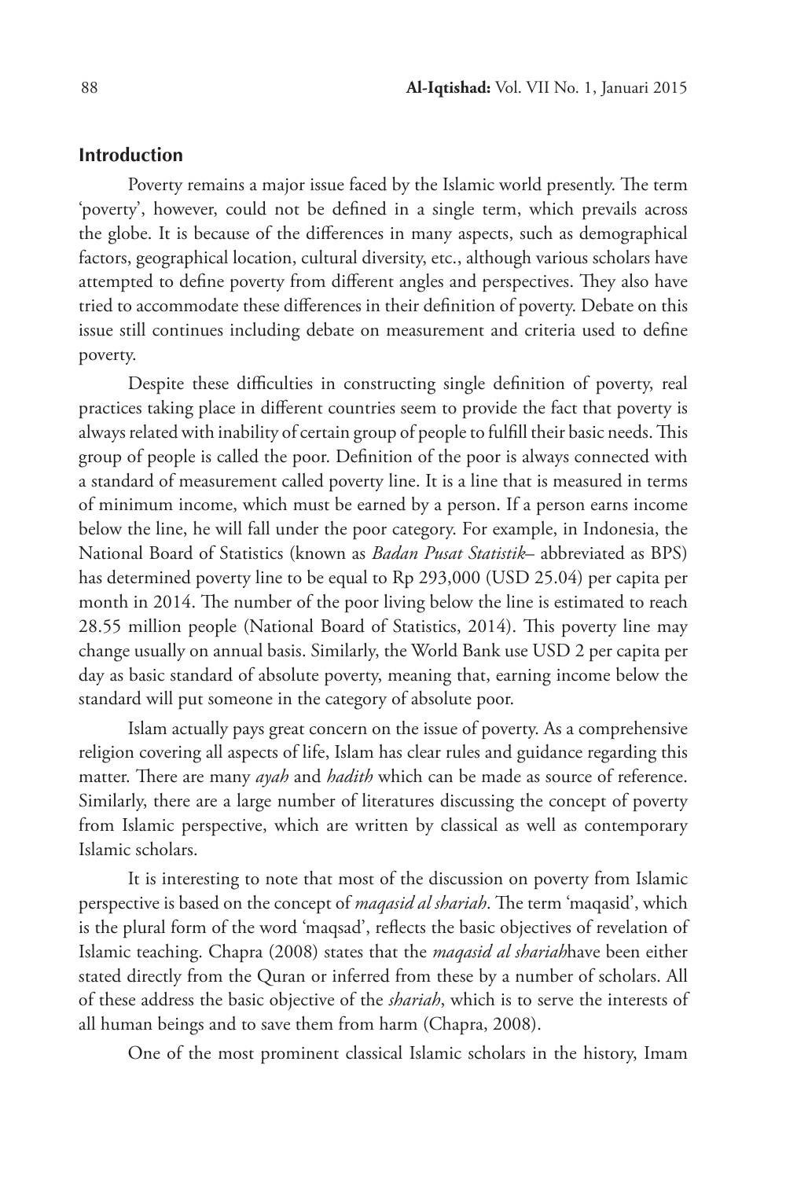## Introduction

Poverty remains a major issue faced by the Islamic world presently. The term 'poverty', however, could not be defined in a single term, which prevails across the globe. It is because of the differences in many aspects, such as demographical factors, geographical location, cultural diversity, etc., although various scholars have attempted to define poverty from different angles and perspectives. They also have tried to accommodate these differences in their definition of poverty. Debate on this issue still continues including debate on measurement and criteria used to define poverty.

Despite these difficulties in constructing single definition of poverty, real practices taking place in different countries seem to provide the fact that poverty is always related with inability of certain group of people to fulfill their basic needs. This group of people is called the poor. Definition of the poor is always connected with a standard of measurement called poverty line. It is a line that is measured in terms of minimum income, which must be earned by a person. If a person earns income below the line, he will fall under the poor category. For example, in Indonesia, the National Board of Statistics (known as *Badan Pusat Statistik*– abbreviated as BPS) has determined poverty line to be equal to Rp 293,000 (USD 25.04) per capita per month in 2014. The number of the poor living below the line is estimated to reach 28.55 million people (National Board of Statistics, 2014). This poverty line may change usually on annual basis. Similarly, the World Bank use USD 2 per capita per day as basic standard of absolute poverty, meaning that, earning income below the standard will put someone in the category of absolute poor.

Islam actually pays great concern on the issue of poverty. As a comprehensive religion covering all aspects of life, Islam has clear rules and guidance regarding this matter. There are many *ayah* and *hadith* which can be made as source of reference. Similarly, there are a large number of literatures discussing the concept of poverty from Islamic perspective, which are written by classical as well as contemporary Islamic scholars.

It is interesting to note that most of the discussion on poverty from Islamic perspective is based on the concept of *maqasid al shariah*. The term 'maqasid', which is the plural form of the word 'maqsad', reflects the basic objectives of revelation of Islamic teaching. Chapra (2008) states that the *maqasid al shariah*have been either stated directly from the Quran or inferred from these by a number of scholars. All of these address the basic objective of the *shariah*, which is to serve the interests of all human beings and to save them from harm (Chapra, 2008).

One of the most prominent classical Islamic scholars in the history, Imam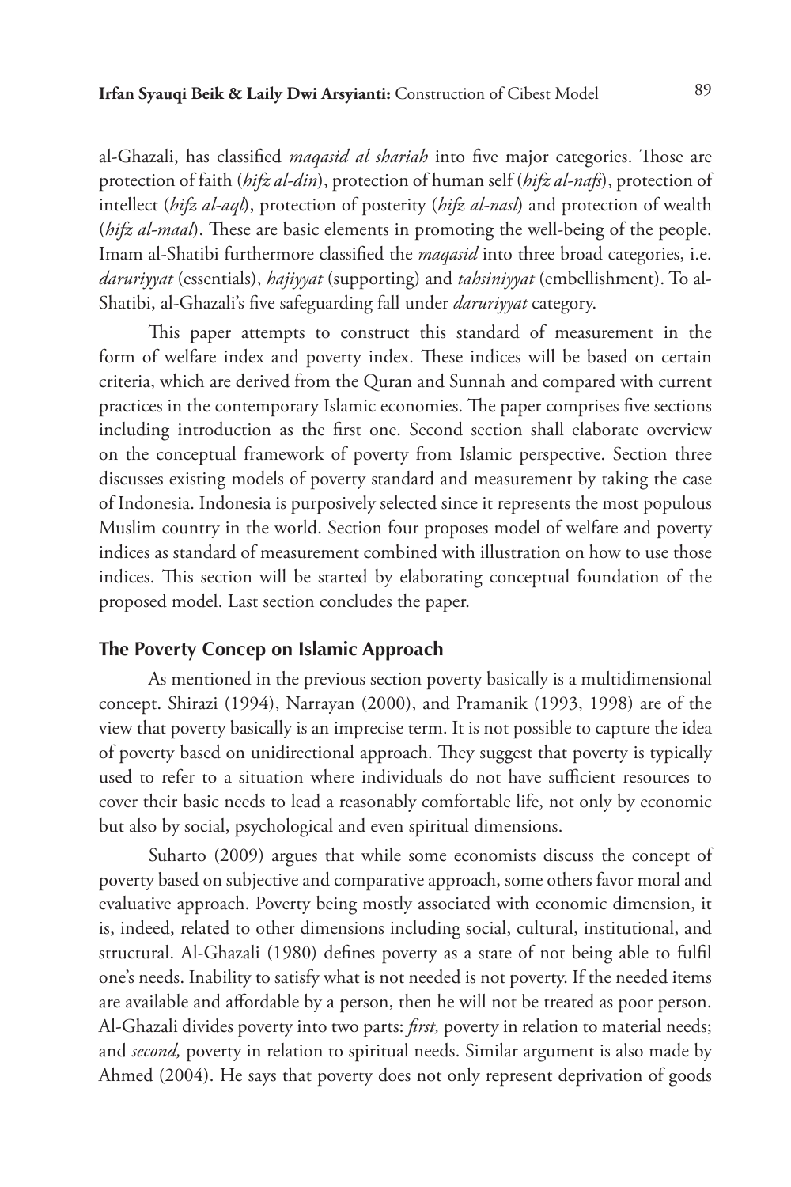al-Ghazali, has classified *maqasid al shariah* into five major categories. Those are protection of faith (*hifz al-din*), protection of human self (*hifz al-nafs*), protection of intellect (*hifz al-aql*), protection of posterity (*hifz al-nasl*) and protection of wealth (*hifz al-maal*). These are basic elements in promoting the well-being of the people. Imam al-Shatibi furthermore classified the *maqasid* into three broad categories, i.e. *daruriyyat* (essentials), *hajiyyat* (supporting) and *tahsiniyyat* (embellishment). To al-Shatibi, al-Ghazali's five safeguarding fall under *daruriyyat* category.

This paper attempts to construct this standard of measurement in the form of welfare index and poverty index. These indices will be based on certain criteria, which are derived from the Quran and Sunnah and compared with current practices in the contemporary Islamic economies. The paper comprises five sections including introduction as the first one. Second section shall elaborate overview on the conceptual framework of poverty from Islamic perspective. Section three discusses existing models of poverty standard and measurement by taking the case of Indonesia. Indonesia is purposively selected since it represents the most populous Muslim country in the world. Section four proposes model of welfare and poverty indices as standard of measurement combined with illustration on how to use those indices. This section will be started by elaborating conceptual foundation of the proposed model. Last section concludes the paper.

## The Poverty Concep on Islamic Approach

As mentioned in the previous section poverty basically is a multidimensional concept. Shirazi (1994), Narrayan (2000), and Pramanik (1993, 1998) are of the view that poverty basically is an imprecise term. It is not possible to capture the idea of poverty based on unidirectional approach. They suggest that poverty is typically used to refer to a situation where individuals do not have sufficient resources to cover their basic needs to lead a reasonably comfortable life, not only by economic but also by social, psychological and even spiritual dimensions.

Suharto (2009) argues that while some economists discuss the concept of poverty based on subjective and comparative approach, some others favor moral and evaluative approach. Poverty being mostly associated with economic dimension, it is, indeed, related to other dimensions including social, cultural, institutional, and structural. Al-Ghazali (1980) defines poverty as a state of not being able to fulfil one's needs. Inability to satisfy what is not needed is not poverty. If the needed items are available and affordable by a person, then he will not be treated as poor person. Al-Ghazali divides poverty into two parts: *first,* poverty in relation to material needs; and *second,* poverty in relation to spiritual needs. Similar argument is also made by Ahmed (2004). He says that poverty does not only represent deprivation of goods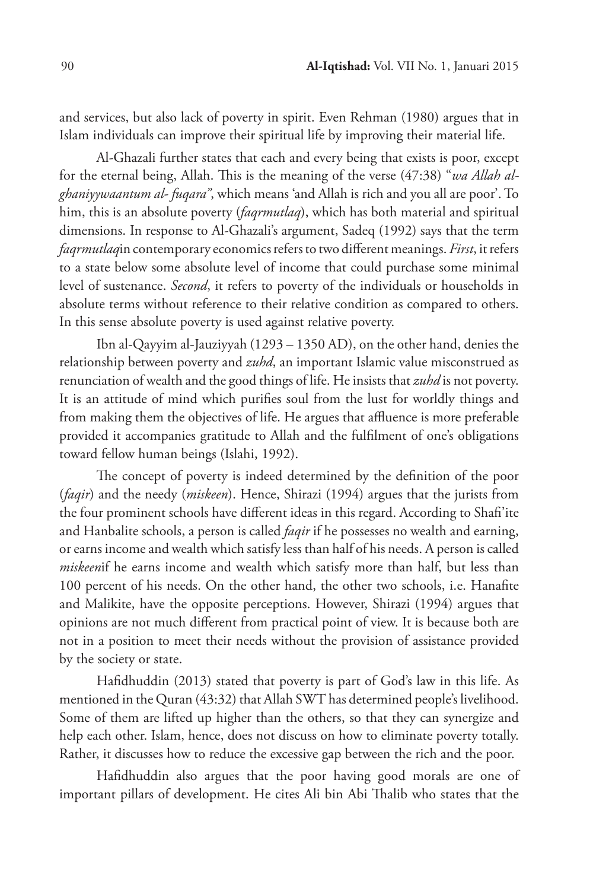and services, but also lack of poverty in spirit. Even Rehman (1980) argues that in Islam individuals can improve their spiritual life by improving their material life.

Al-Ghazali further states that each and every being that exists is poor, except for the eternal being, Allah. This is the meaning of the verse (47:38) "*wa Allah al-ghaniyywaantum al- fuqara"*, which means 'and Allah is rich and you all are poor'. To him, this is an absolute poverty (*faqrmutlaq*), which has both material and spiritual dimensions. In response to Al-Ghazali's argument, Sadeq (1992) says that the term *faqrmutlaq*in contemporary economics refers to two different meanings. *First*, it refers to a state below some absolute level of income that could purchase some minimal level of sustenance. *Second*, it refers to poverty of the individuals or households in absolute terms without reference to their relative condition as compared to others. In this sense absolute poverty is used against relative poverty.

Ibn al-Qayyim al-Jauziyyah (1293 – 1350 AD), on the other hand, denies the relationship between poverty and *zuhd*, an important Islamic value misconstrued as renunciation of wealth and the good things of life. He insists that *zuhd* is not poverty. It is an attitude of mind which purifies soul from the lust for worldly things and from making them the objectives of life. He argues that affluence is more preferable provided it accompanies gratitude to Allah and the fulfilment of one's obligations toward fellow human beings (Islahi, 1992).

The concept of poverty is indeed determined by the definition of the poor (*faqir*) and the needy (*miskeen*). Hence, Shirazi (1994) argues that the jurists from the four prominent schools have different ideas in this regard. According to Shafi'ite and Hanbalite schools, a person is called *faqir* if he possesses no wealth and earning, or earns income and wealth which satisfy less than half of his needs. A person is called *miskeen*if he earns income and wealth which satisfy more than half, but less than 100 percent of his needs. On the other hand, the other two schools, i.e. Hanafite and Malikite, have the opposite perceptions. However, Shirazi (1994) argues that opinions are not much different from practical point of view. It is because both are not in a position to meet their needs without the provision of assistance provided by the society or state.

Hafidhuddin (2013) stated that poverty is part of God's law in this life. As mentioned in the Quran (43:32) that Allah SWT has determined people's livelihood. Some of them are lifted up higher than the others, so that they can synergize and help each other. Islam, hence, does not discuss on how to eliminate poverty totally. Rather, it discusses how to reduce the excessive gap between the rich and the poor.

Hafidhuddin also argues that the poor having good morals are one of important pillars of development. He cites Ali bin Abi Thalib who states that the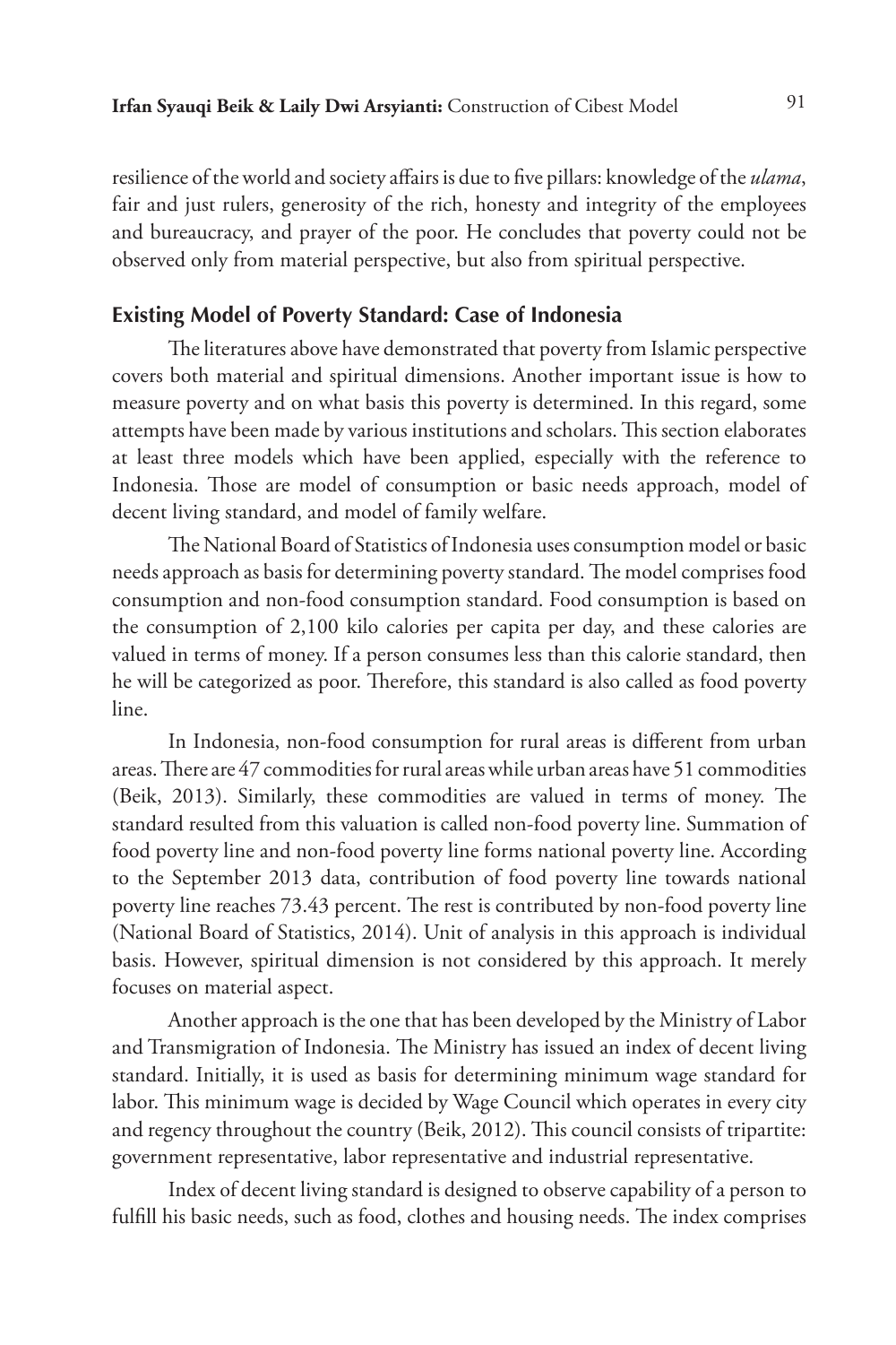resilience of the world and society affairs is due to five pillars: knowledge of the *ulama*, fair and just rulers, generosity of the rich, honesty and integrity of the employees and bureaucracy, and prayer of the poor. He concludes that poverty could not be observed only from material perspective, but also from spiritual perspective.

## Existing Model of Poverty Standard: Case of Indonesia

The literatures above have demonstrated that poverty from Islamic perspective covers both material and spiritual dimensions. Another important issue is how to measure poverty and on what basis this poverty is determined. In this regard, some attempts have been made by various institutions and scholars. This section elaborates at least three models which have been applied, especially with the reference to Indonesia. Those are model of consumption or basic needs approach, model of decent living standard, and model of family welfare.

The National Board of Statistics of Indonesia uses consumption model or basic needs approach as basis for determining poverty standard. The model comprises food consumption and non-food consumption standard. Food consumption is based on the consumption of 2,100 kilo calories per capita per day, and these calories are valued in terms of money. If a person consumes less than this calorie standard, then he will be categorized as poor. Therefore, this standard is also called as food poverty line.

In Indonesia, non-food consumption for rural areas is different from urban areas. There are 47 commodities for rural areas while urban areas have 51 commodities (Beik, 2013). Similarly, these commodities are valued in terms of money. The standard resulted from this valuation is called non-food poverty line. Summation of food poverty line and non-food poverty line forms national poverty line. According to the September 2013 data, contribution of food poverty line towards national poverty line reaches 73.43 percent. The rest is contributed by non-food poverty line (National Board of Statistics, 2014). Unit of analysis in this approach is individual basis. However, spiritual dimension is not considered by this approach. It merely focuses on material aspect.

Another approach is the one that has been developed by the Ministry of Labor and Transmigration of Indonesia. The Ministry has issued an index of decent living standard. Initially, it is used as basis for determining minimum wage standard for labor. This minimum wage is decided by Wage Council which operates in every city and regency throughout the country (Beik, 2012). This council consists of tripartite: government representative, labor representative and industrial representative.

Index of decent living standard is designed to observe capability of a person to fulfill his basic needs, such as food, clothes and housing needs. The index comprises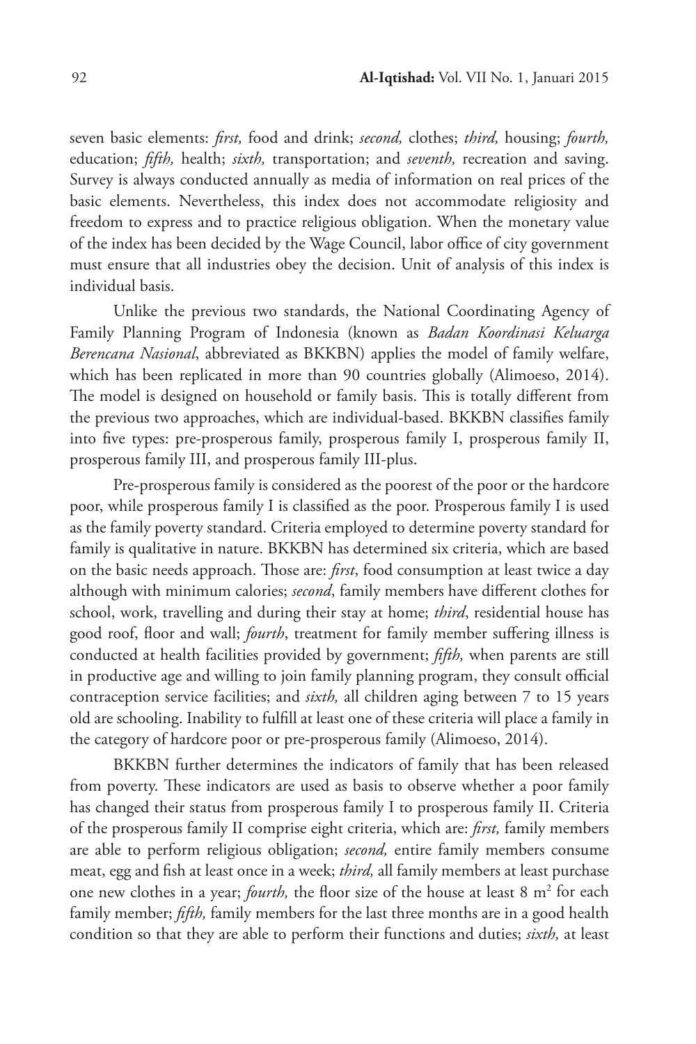seven basic elements: *first,* food and drink; *second,* clothes; *third,* housing; *fourth,* education; *fifth,* health; *sixth,* transportation; and *seventh,* recreation and saving. Survey is always conducted annually as media of information on real prices of the basic elements. Nevertheless, this index does not accommodate religiosity and freedom to express and to practice religious obligation. When the monetary value of the index has been decided by the Wage Council, labor office of city government must ensure that all industries obey the decision. Unit of analysis of this index is individual basis.

Unlike the previous two standards, the National Coordinating Agency of Family Planning Program of Indonesia (known as *Badan Koordinasi Keluarga Berencana Nasional*, abbreviated as BKKBN) applies the model of family welfare, which has been replicated in more than 90 countries globally (Alimoeso, 2014). The model is designed on household or family basis. This is totally different from the previous two approaches, which are individual-based. BKKBN classifies family into five types: pre-prosperous family, prosperous family I, prosperous family II, prosperous family III, and prosperous family III-plus.

Pre-prosperous family is considered as the poorest of the poor or the hardcore poor, while prosperous family I is classified as the poor. Prosperous family I is used as the family poverty standard. Criteria employed to determine poverty standard for family is qualitative in nature. BKKBN has determined six criteria, which are based on the basic needs approach. Those are: *first*, food consumption at least twice a day although with minimum calories; *second*, family members have different clothes for school, work, travelling and during their stay at home; *third*, residential house has good roof, floor and wall; *fourth*, treatment for family member suffering illness is conducted at health facilities provided by government; *fifth,* when parents are still in productive age and willing to join family planning program, they consult official contraception service facilities; and *sixth,* all children aging between 7 to 15 years old are schooling. Inability to fulfill at least one of these criteria will place a family in the category of hardcore poor or pre-prosperous family (Alimoeso, 2014).

BKKBN further determines the indicators of family that has been released from poverty. These indicators are used as basis to observe whether a poor family has changed their status from prosperous family I to prosperous family II. Criteria of the prosperous family II comprise eight criteria, which are: *first,* family members are able to perform religious obligation; *second,* entire family members consume meat, egg and fish at least once in a week; *third,* all family members at least purchase one new clothes in a year; *fourth,* the floor size of the house at least 8 $m^2$ for each family member; *fifth,* family members for the last three months are in a good health condition so that they are able to perform their functions and duties; *sixth,* at least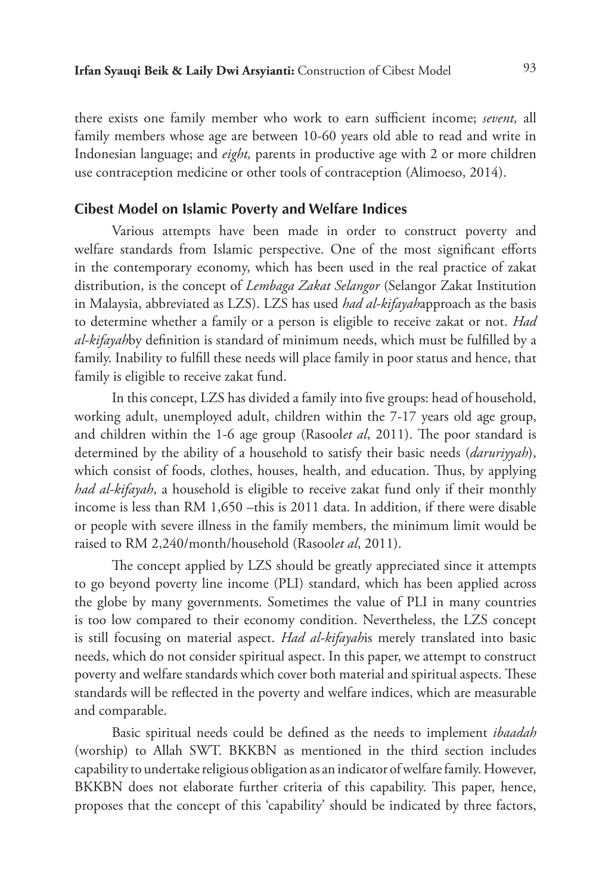there exists one family member who work to earn sufficient income; *sevent,* all family members whose age are between 10-60 years old able to read and write in Indonesian language; and *eight,* parents in productive age with 2 or more children use contraception medicine or other tools of contraception (Alimoeso, 2014).

## Cibest Model on Islamic Poverty and Welfare Indices

Various attempts have been made in order to construct poverty and welfare standards from Islamic perspective. One of the most significant efforts in the contemporary economy, which has been used in the real practice of zakat distribution, is the concept of *Lembaga Zakat Selangor* (Selangor Zakat Institution in Malaysia, abbreviated as LZS). LZS has used *had al-kifayah*approach as the basis to determine whether a family or a person is eligible to receive zakat or not. *Had al-kifayah*by definition is standard of minimum needs, which must be fulfilled by a family. Inability to fulfill these needs will place family in poor status and hence, that family is eligible to receive zakat fund.

In this concept, LZS has divided a family into five groups: head of household, working adult, unemployed adult, children within the 7-17 years old age group, and children within the 1-6 age group (Rasool*et al*, 2011). The poor standard is determined by the ability of a household to satisfy their basic needs (*daruriyyah*), which consist of foods, clothes, houses, health, and education. Thus, by applying *had al-kifayah*, a household is eligible to receive zakat fund only if their monthly income is less than RM 1,650 –this is 2011 data. In addition, if there were disable or people with severe illness in the family members, the minimum limit would be raised to RM 2,240/month/household (Rasool*et al*, 2011).

The concept applied by LZS should be greatly appreciated since it attempts to go beyond poverty line income (PLI) standard, which has been applied across the globe by many governments. Sometimes the value of PLI in many countries is too low compared to their economy condition. Nevertheless, the LZS concept is still focusing on material aspect. *Had al-kifayah*is merely translated into basic needs, which do not consider spiritual aspect. In this paper, we attempt to construct poverty and welfare standards which cover both material and spiritual aspects. These standards will be reflected in the poverty and welfare indices, which are measurable and comparable.

Basic spiritual needs could be defined as the needs to implement *ibaadah* (worship) to Allah SWT. BKKBN as mentioned in the third section includes capability to undertake religious obligation as an indicator of welfare family. However, BKKBN does not elaborate further criteria of this capability. This paper, hence, proposes that the concept of this 'capability' should be indicated by three factors,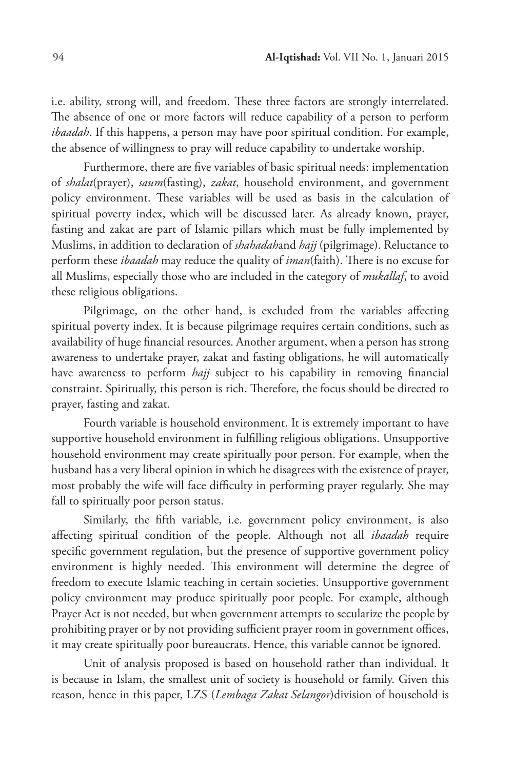i.e. ability, strong will, and freedom. These three factors are strongly interrelated. The absence of one or more factors will reduce capability of a person to perform *ibaadah*. If this happens, a person may have poor spiritual condition. For example, the absence of willingness to pray will reduce capability to undertake worship.

Furthermore, there are five variables of basic spiritual needs: implementation of *shalat*(prayer), *saum*(fasting), *zakat*, household environment, and government policy environment. These variables will be used as basis in the calculation of spiritual poverty index, which will be discussed later. As already known, prayer, fasting and zakat are part of Islamic pillars which must be fully implemented by Muslims, in addition to declaration of *shahadah*and *hajj* (pilgrimage). Reluctance to perform these *ibaadah* may reduce the quality of *iman*(faith). There is no excuse for all Muslims, especially those who are included in the category of *mukallaf*, to avoid these religious obligations.

Pilgrimage, on the other hand, is excluded from the variables affecting spiritual poverty index. It is because pilgrimage requires certain conditions, such as availability of huge financial resources. Another argument, when a person has strong awareness to undertake prayer, zakat and fasting obligations, he will automatically have awareness to perform *hajj* subject to his capability in removing financial constraint. Spiritually, this person is rich. Therefore, the focus should be directed to prayer, fasting and zakat.

Fourth variable is household environment. It is extremely important to have supportive household environment in fulfilling religious obligations. Unsupportive household environment may create spiritually poor person. For example, when the husband has a very liberal opinion in which he disagrees with the existence of prayer, most probably the wife will face difficulty in performing prayer regularly. She may fall to spiritually poor person status.

Similarly, the fifth variable, i.e. government policy environment, is also affecting spiritual condition of the people. Although not all *ibaadah* require specific government regulation, but the presence of supportive government policy environment is highly needed. This environment will determine the degree of freedom to execute Islamic teaching in certain societies. Unsupportive government policy environment may produce spiritually poor people. For example, although Prayer Act is not needed, but when government attempts to secularize the people by prohibiting prayer or by not providing sufficient prayer room in government offices, it may create spiritually poor bureaucrats. Hence, this variable cannot be ignored.

Unit of analysis proposed is based on household rather than individual. It is because in Islam, the smallest unit of society is household or family. Given this reason, hence in this paper, LZS (*Lembaga Zakat Selangor*)division of household is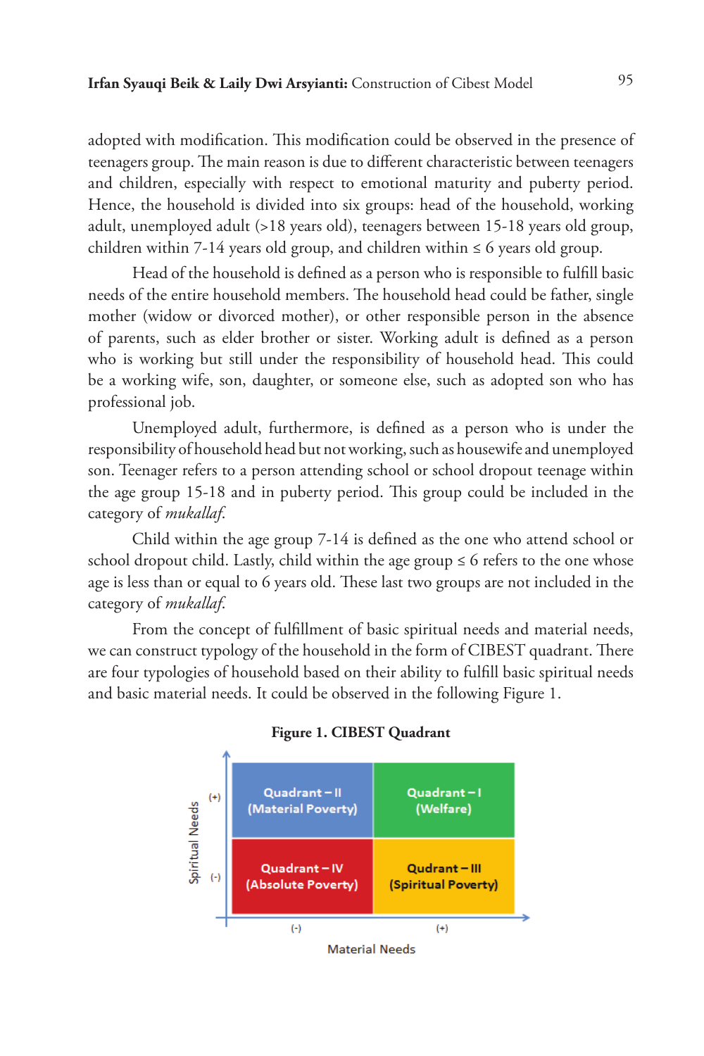adopted with modification. This modification could be observed in the presence of teenagers group. The main reason is due to different characteristic between teenagers and children, especially with respect to emotional maturity and puberty period. Hence, the household is divided into six groups: head of the household, working adult, unemployed adult (>18 years old), teenagers between 15-18 years old group, children within 7-14 years old group, and children within ≤ 6 years old group.

Head of the household is defined as a person who is responsible to fulfill basic needs of the entire household members. The household head could be father, single mother (widow or divorced mother), or other responsible person in the absence of parents, such as elder brother or sister. Working adult is defined as a person who is working but still under the responsibility of household head. This could be a working wife, son, daughter, or someone else, such as adopted son who has professional job.

Unemployed adult, furthermore, is defined as a person who is under the responsibility of household head but not working, such as housewife and unemployed son. Teenager refers to a person attending school or school dropout teenage within the age group 15-18 and in puberty period. This group could be included in the category of *mukallaf*.

Child within the age group 7-14 is defined as the one who attend school or school dropout child. Lastly, child within the age group ≤ 6 refers to the one whose age is less than or equal to 6 years old. These last two groups are not included in the category of *mukallaf*.

From the concept of fulfillment of basic spiritual needs and material needs, we can construct typology of the household in the form of CIBEST quadrant. There are four typologies of household based on their ability to fulfill basic spiritual needs and basic material needs. It could be observed in the following Figure 1.

**Figure 1. CIBEST Quadrant**

| Spiritual Needs | Material Needs (-) | Material Needs (+) |
|---|---|---|
| (+) | Quadrant – II (Material Poverty) | Quadrant – I (Welfare) |
| (-) | Quadrant – IV (Absolute Poverty) | Qudrant – III (Spiritual Poverty) |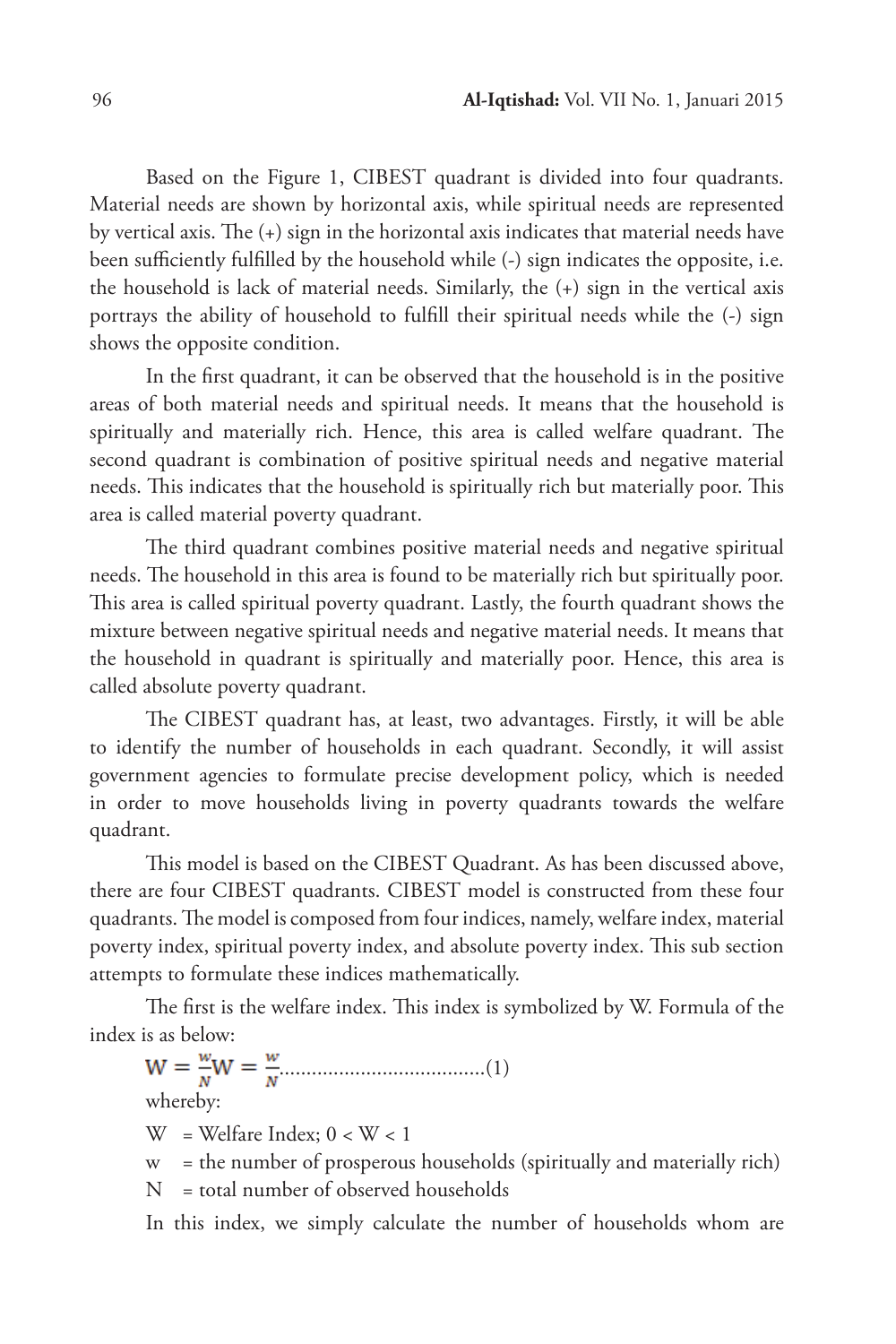Based on the Figure 1, CIBEST quadrant is divided into four quadrants. Material needs are shown by horizontal axis, while spiritual needs are represented by vertical axis. The (+) sign in the horizontal axis indicates that material needs have been sufficiently fulfilled by the household while (-) sign indicates the opposite, i.e. the household is lack of material needs. Similarly, the (+) sign in the vertical axis portrays the ability of household to fulfill their spiritual needs while the (-) sign shows the opposite condition.

In the first quadrant, it can be observed that the household is in the positive areas of both material needs and spiritual needs. It means that the household is spiritually and materially rich. Hence, this area is called welfare quadrant. The second quadrant is combination of positive spiritual needs and negative material needs. This indicates that the household is spiritually rich but materially poor. This area is called material poverty quadrant.

The third quadrant combines positive material needs and negative spiritual needs. The household in this area is found to be materially rich but spiritually poor. This area is called spiritual poverty quadrant. Lastly, the fourth quadrant shows the mixture between negative spiritual needs and negative material needs. It means that the household in quadrant is spiritually and materially poor. Hence, this area is called absolute poverty quadrant.

The CIBEST quadrant has, at least, two advantages. Firstly, it will be able to identify the number of households in each quadrant. Secondly, it will assist government agencies to formulate precise development policy, which is needed in order to move households living in poverty quadrants towards the welfare quadrant.

This model is based on the CIBEST Quadrant. As has been discussed above, there are four CIBEST quadrants. CIBEST model is constructed from these four quadrants. The model is composed from four indices, namely, welfare index, material poverty index, spiritual poverty index, and absolute poverty index. This sub section attempts to formulate these indices mathematically.

The first is the welfare index. This index is symbolized by W. Formula of the index is as below:

$$\mathbf{W} = \frac{w}{N}\mathbf{W} = \frac{w}{N} \text{......................................(1)}$$

whereby:

W = Welfare Index; $0 < W < 1$

w = the number of prosperous households (spiritually and materially rich)

N = total number of observed households

In this index, we simply calculate the number of households whom are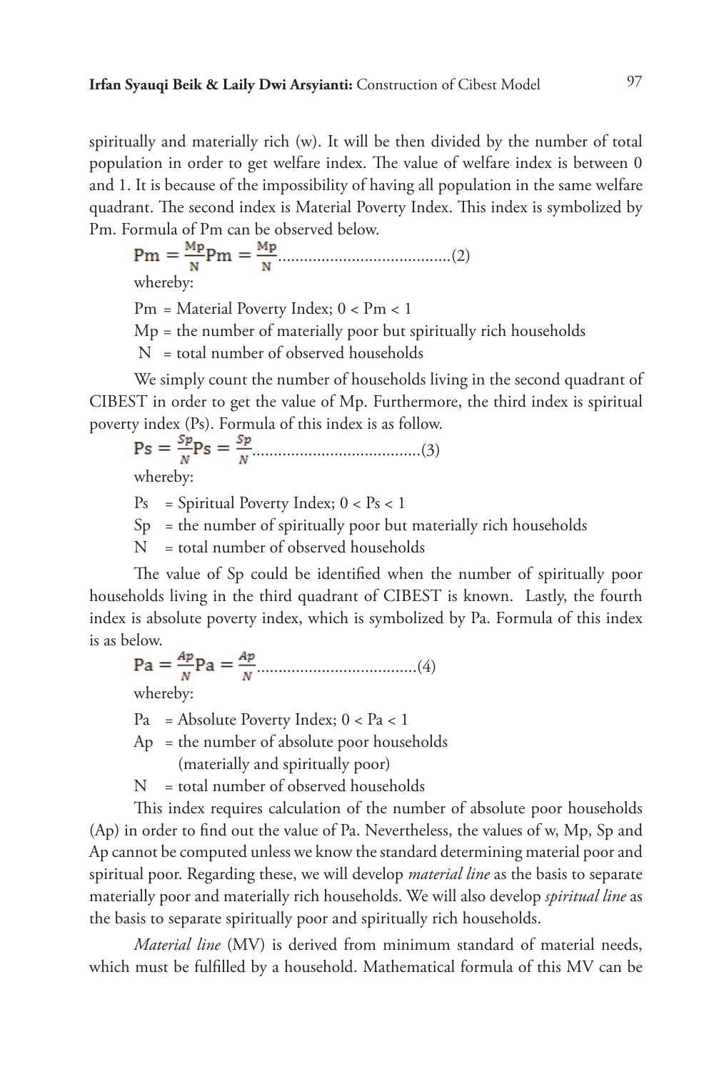spiritually and materially rich (w). It will be then divided by the number of total population in order to get welfare index. The value of welfare index is between 0 and 1. It is because of the impossibility of having all population in the same welfare quadrant. The second index is Material Poverty Index. This index is symbolized by Pm. Formula of Pm can be observed below.

$$Pm = \frac{Mp}{N} Pm = \frac{Mp}{N} \quad (2)$$

whereby:

Pm = Material Poverty Index; $0 < Pm < 1$

Mp = the number of materially poor but spiritually rich households

N = total number of observed households

We simply count the number of households living in the second quadrant of CIBEST in order to get the value of Mp. Furthermore, the third index is spiritual poverty index (Ps). Formula of this index is as follow.

$$Ps = \frac{Sp}{N} Ps = \frac{Sp}{N} \quad (3)$$

whereby:

Ps = Spiritual Poverty Index; $0 < Ps < 1$

Sp = the number of spiritually poor but materially rich households

N = total number of observed households

The value of Sp could be identified when the number of spiritually poor households living in the third quadrant of CIBEST is known. Lastly, the fourth index is absolute poverty index, which is symbolized by Pa. Formula of this index is as below.

$$Pa = \frac{Ap}{N} Pa = \frac{Ap}{N} \quad (4)$$

whereby:

Pa = Absolute Poverty Index; $0 < Pa < 1$

Ap = the number of absolute poor households (materially and spiritually poor)

N = total number of observed households

This index requires calculation of the number of absolute poor households (Ap) in order to find out the value of Pa. Nevertheless, the values of w, Mp, Sp and Ap cannot be computed unless we know the standard determining material poor and spiritual poor. Regarding these, we will develop *material line* as the basis to separate materially poor and materially rich households. We will also develop *spiritual line* as the basis to separate spiritually poor and spiritually rich households.

*Material line* (MV) is derived from minimum standard of material needs, which must be fulfilled by a household. Mathematical formula of this MV can be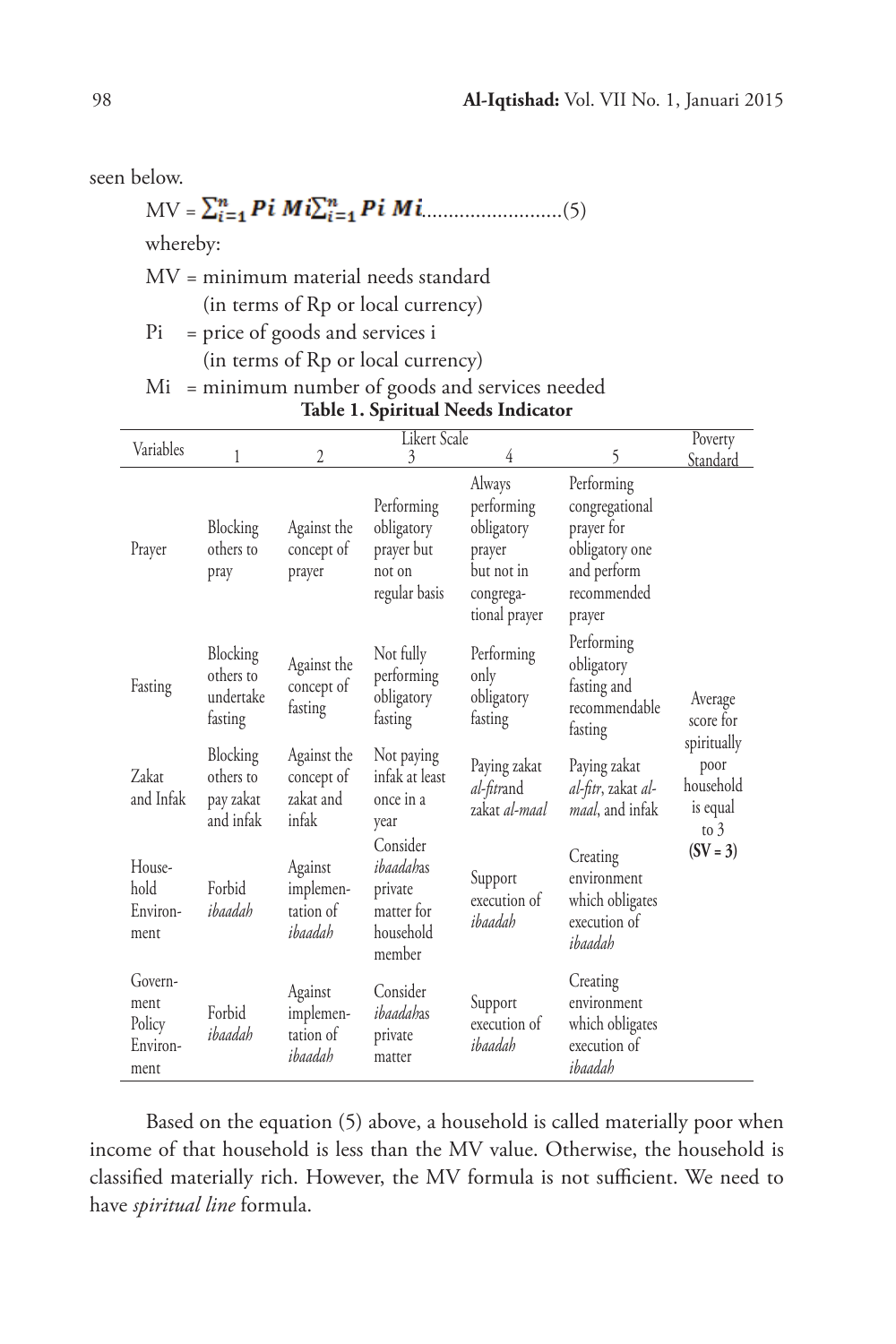seen below.

$$MV = \sum_{i=1}^{n} Pi\ Mi \sum_{i=1}^{n} Pi\ Mi \text{..........................(5)}$$

whereby:

MV = minimum material needs standard (in terms of Rp or local currency)

Pi = price of goods and services i (in terms of Rp or local currency)

Mi = minimum number of goods and services needed

**Table 1. Spiritual Needs Indicator**

| Variables | Likert Scale 1 | 2 | 3 | 4 | 5 | Poverty Standard |
|---|---|---|---|---|---|---|
| Prayer | Blocking others to pray | Against the concept of prayer | Performing obligatory prayer but not on regular basis | Always performing obligatory prayer but not in congrega-tional prayer | Performing congregational prayer for obligatory one and perform recommended prayer | Average score for spiritually poor household is equal to 3 **(SV = 3)** |
| Fasting | Blocking others to undertake fasting | Against the concept of fasting | Not fully performing obligatory fasting | Performing only obligatory fasting | Performing obligatory fasting and recommendable fasting | |
| Zakat and Infak | Blocking others to pay zakat and infak | Against the concept of zakat and infak | Not paying infak at least once in a year | Paying zakat *al-fitr*and zakat *al-maal* | Paying zakat *al-fitr*, zakat *al-maal*, and infak | |
| House-hold Environ-ment | Forbid *ibaadah* | Against implemen-tation of *ibaadah* | Consider *ibaadah*as private matter for household member | Support execution of *ibaadah* | Creating environment which obligates execution of *ibaadah* | |
| Govern-ment Policy Environ-ment | Forbid *ibaadah* | Against implemen-tation of *ibaadah* | Consider *ibaadah*as private matter | Support execution of *ibaadah* | Creating environment which obligates execution of *ibaadah* | |

Based on the equation (5) above, a household is called materially poor when income of that household is less than the MV value. Otherwise, the household is classified materially rich. However, the MV formula is not sufficient. We need to have *spiritual line* formula.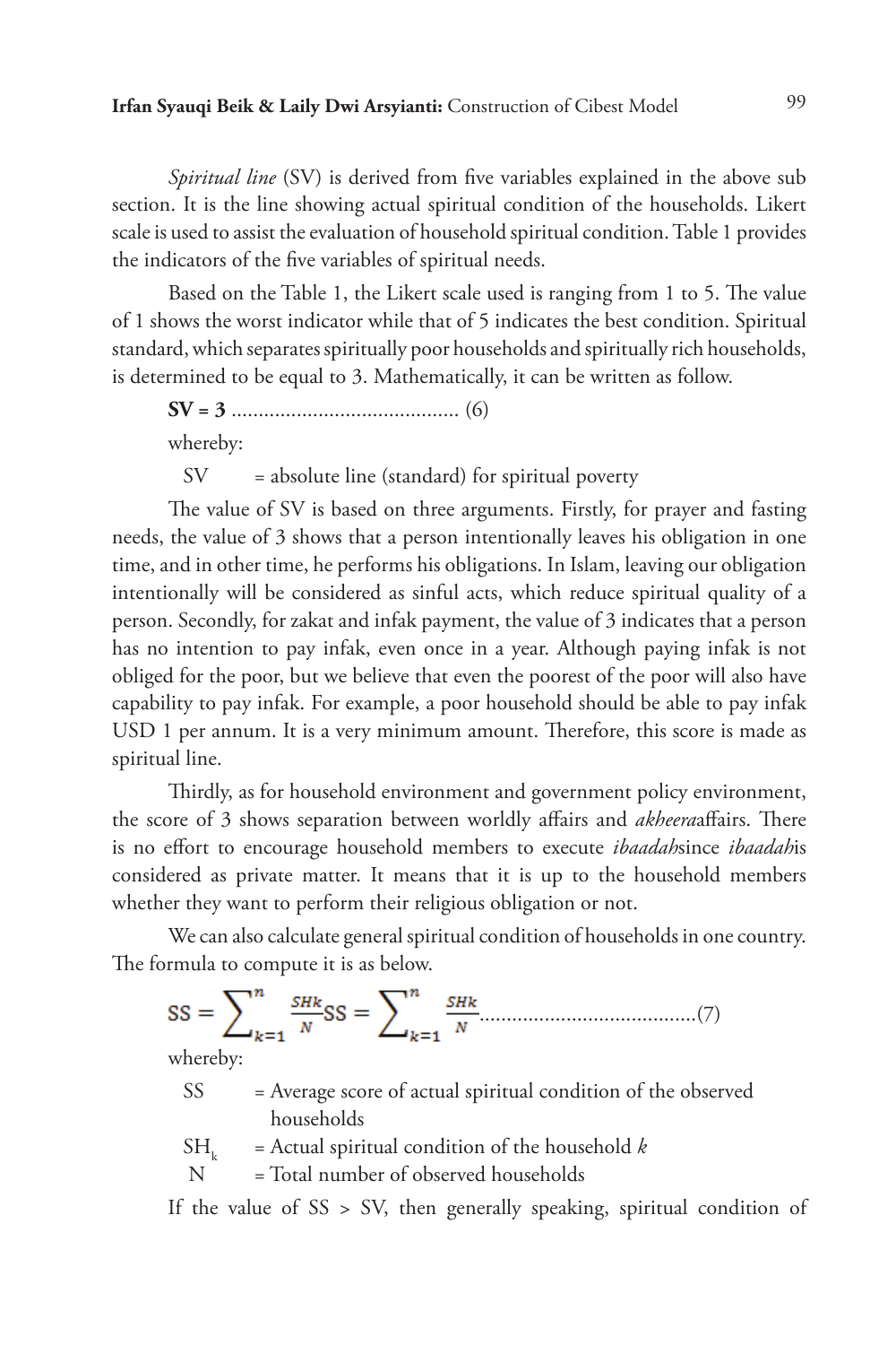*Spiritual line* (SV) is derived from five variables explained in the above sub section. It is the line showing actual spiritual condition of the households. Likert scale is used to assist the evaluation of household spiritual condition. Table 1 provides the indicators of the five variables of spiritual needs.

Based on the Table 1, the Likert scale used is ranging from 1 to 5. The value of 1 shows the worst indicator while that of 5 indicates the best condition. Spiritual standard, which separates spiritually poor households and spiritually rich households, is determined to be equal to 3. Mathematically, it can be written as follow.

**SV = 3** .......................................... (6)

whereby:

SV = absolute line (standard) for spiritual poverty

The value of SV is based on three arguments. Firstly, for prayer and fasting needs, the value of 3 shows that a person intentionally leaves his obligation in one time, and in other time, he performs his obligations. In Islam, leaving our obligation intentionally will be considered as sinful acts, which reduce spiritual quality of a person. Secondly, for zakat and infak payment, the value of 3 indicates that a person has no intention to pay infak, even once in a year. Although paying infak is not obliged for the poor, but we believe that even the poorest of the poor will also have capability to pay infak. For example, a poor household should be able to pay infak USD 1 per annum. It is a very minimum amount. Therefore, this score is made as spiritual line.

Thirdly, as for household environment and government policy environment, the score of 3 shows separation between worldly affairs and *akheera*affairs. There is no effort to encourage household members to execute *ibaadah*since *ibaadah*is considered as private matter. It means that it is up to the household members whether they want to perform their religious obligation or not.

We can also calculate general spiritual condition of households in one country. The formula to compute it is as below.

$$SS = \sum_{k=1}^{n} \frac{SHk}{N} SS = \sum_{k=1}^{n} \frac{SHk}{N} \text{.......................................(7)}$$

whereby:

SS = Average score of actual spiritual condition of the observed households

$SH_k$ = Actual spiritual condition of the household $k$

N = Total number of observed households

If the value of SS > SV, then generally speaking, spiritual condition of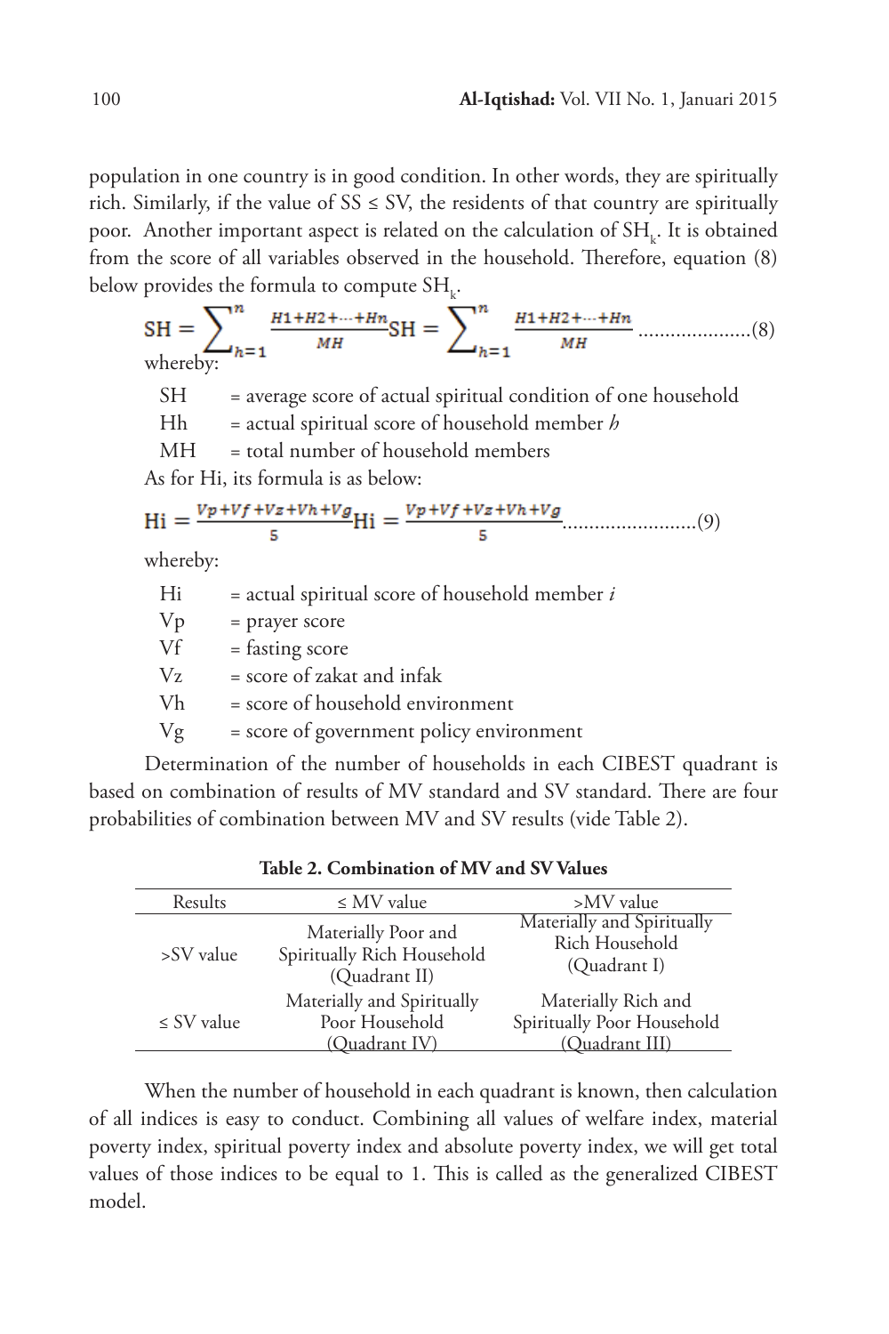population in one country is in good condition. In other words, they are spiritually rich. Similarly, if the value of SS ≤ SV, the residents of that country are spiritually poor. Another important aspect is related on the calculation of $SH_k$. It is obtained from the score of all variables observed in the household. Therefore, equation (8) below provides the formula to compute $SH_k$.

$$SH = \sum_{h=1}^{n} \frac{H1+H2+\cdots+Hn}{MH} SH = \sum_{h=1}^{n} \frac{H1+H2+\cdots+Hn}{MH} \quad \text{.....................(8)}$$

whereby:

SH = average score of actual spiritual condition of one household

Hh = actual spiritual score of household member *h*

MH = total number of household members

As for Hi, its formula is as below:

$$Hi = \frac{Vp+Vf+Vz+Vh+Vg}{5} Hi = \frac{Vp+Vf+Vz+Vh+Vg}{5} \quad \text{.........................(9)}$$

whereby:

Hi = actual spiritual score of household member *i*

Vp = prayer score

Vf = fasting score

Vz = score of zakat and infak

Vh = score of household environment

Vg = score of government policy environment

Determination of the number of households in each CIBEST quadrant is based on combination of results of MV standard and SV standard. There are four probabilities of combination between MV and SV results (vide Table 2).

**Table 2. Combination of MV and SV Values**

| Results | ≤ MV value | >MV value |
|---|---|---|
| >SV value | Materially Poor and Spiritually Rich Household (Quadrant II) | Materially and Spiritually Rich Household (Quadrant I) |
| ≤ SV value | Materially and Spiritually Poor Household (Quadrant IV) | Materially Rich and Spiritually Poor Household (Quadrant III) |

When the number of household in each quadrant is known, then calculation of all indices is easy to conduct. Combining all values of welfare index, material poverty index, spiritual poverty index and absolute poverty index, we will get total values of those indices to be equal to 1. This is called as the generalized CIBEST model.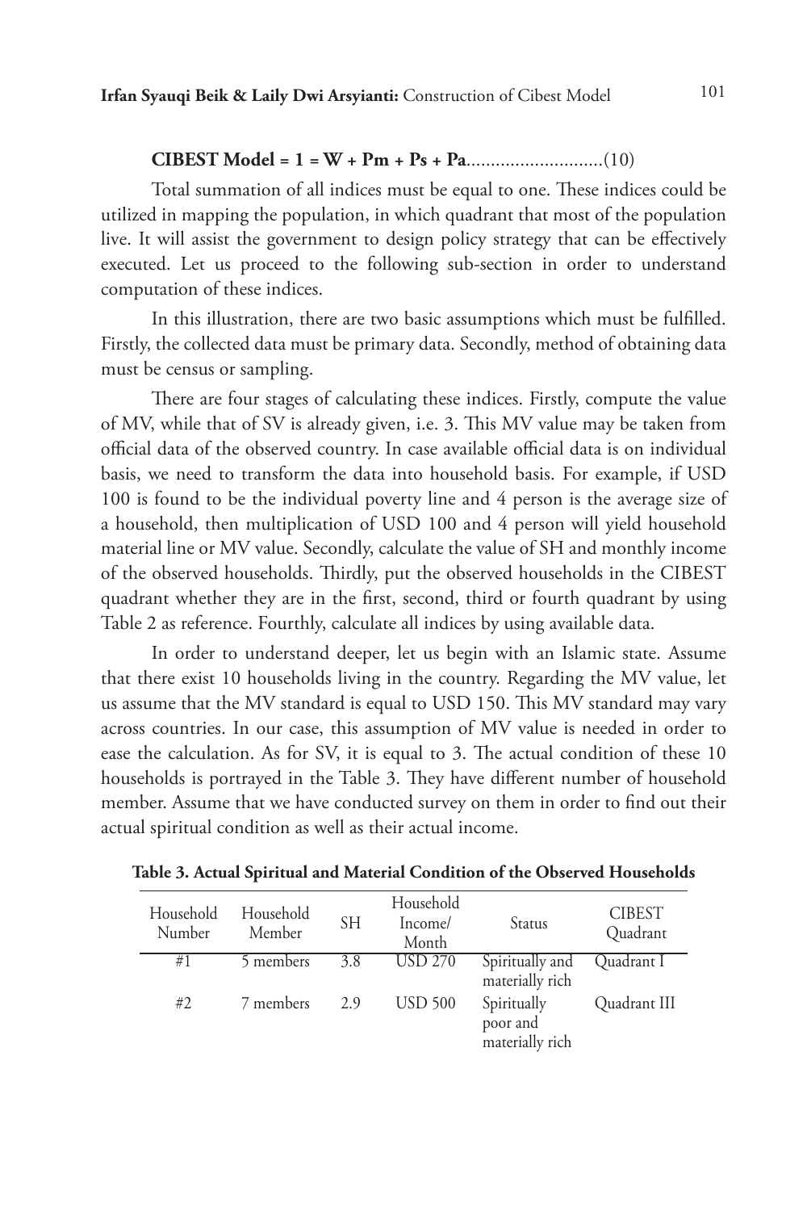**CIBEST Model = 1 = W + Pm + Ps + Pa**............................(10)

Total summation of all indices must be equal to one. These indices could be utilized in mapping the population, in which quadrant that most of the population live. It will assist the government to design policy strategy that can be effectively executed. Let us proceed to the following sub-section in order to understand computation of these indices.

In this illustration, there are two basic assumptions which must be fulfilled. Firstly, the collected data must be primary data. Secondly, method of obtaining data must be census or sampling.

There are four stages of calculating these indices. Firstly, compute the value of MV, while that of SV is already given, i.e. 3. This MV value may be taken from official data of the observed country. In case available official data is on individual basis, we need to transform the data into household basis. For example, if USD 100 is found to be the individual poverty line and 4 person is the average size of a household, then multiplication of USD 100 and 4 person will yield household material line or MV value. Secondly, calculate the value of SH and monthly income of the observed households. Thirdly, put the observed households in the CIBEST quadrant whether they are in the first, second, third or fourth quadrant by using Table 2 as reference. Fourthly, calculate all indices by using available data.

In order to understand deeper, let us begin with an Islamic state. Assume that there exist 10 households living in the country. Regarding the MV value, let us assume that the MV standard is equal to USD 150. This MV standard may vary across countries. In our case, this assumption of MV value is needed in order to ease the calculation. As for SV, it is equal to 3. The actual condition of these 10 households is portrayed in the Table 3. They have different number of household member. Assume that we have conducted survey on them in order to find out their actual spiritual condition as well as their actual income.

**Table 3. Actual Spiritual and Material Condition of the Observed Households**

| Household Number | Household Member | SH | Household Income/ Month | Status | CIBEST Quadrant |
|---|---|---|---|---|---|
| #1 | 5 members | 3.8 | USD 270 | Spiritually and materially rich | Quadrant I |
| #2 | 7 members | 2.9 | USD 500 | Spiritually poor and materially rich | Quadrant III |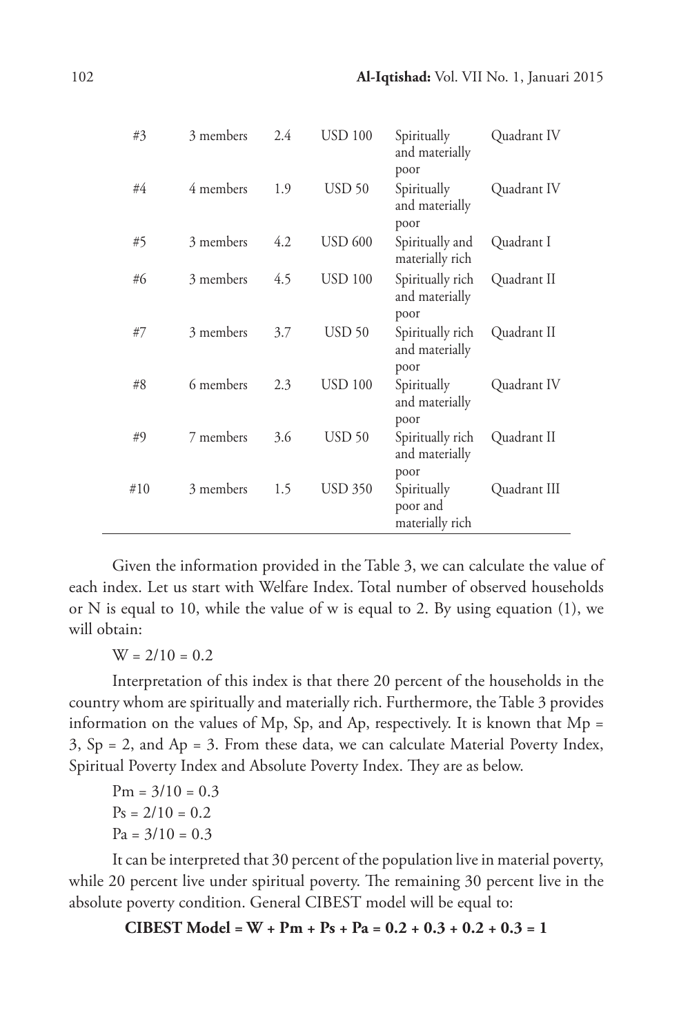| | | | | | |
|---|---|---|---|---|---|
| #3 | 3 members | 2.4 | USD 100 | Spiritually and materially poor | Quadrant IV |
| #4 | 4 members | 1.9 | USD 50 | Spiritually and materially poor | Quadrant IV |
| #5 | 3 members | 4.2 | USD 600 | Spiritually and materially rich | Quadrant I |
| #6 | 3 members | 4.5 | USD 100 | Spiritually rich and materially poor | Quadrant II |
| #7 | 3 members | 3.7 | USD 50 | Spiritually rich and materially poor | Quadrant II |
| #8 | 6 members | 2.3 | USD 100 | Spiritually and materially poor | Quadrant IV |
| #9 | 7 members | 3.6 | USD 50 | Spiritually rich and materially poor | Quadrant II |
| #10 | 3 members | 1.5 | USD 350 | Spiritually poor and materially rich | Quadrant III |

Given the information provided in the Table 3, we can calculate the value of each index. Let us start with Welfare Index. Total number of observed households or N is equal to 10, while the value of w is equal to 2. By using equation (1), we will obtain:

$W = 2/10 = 0.2$

Interpretation of this index is that there 20 percent of the households in the country whom are spiritually and materially rich. Furthermore, the Table 3 provides information on the values of Mp, Sp, and Ap, respectively. It is known that Mp = 3, Sp = 2, and Ap = 3. From these data, we can calculate Material Poverty Index, Spiritual Poverty Index and Absolute Poverty Index. They are as below.

$Pm = 3/10 = 0.3$

$Ps = 2/10 = 0.2$

$Pa = 3/10 = 0.3$

It can be interpreted that 30 percent of the population live in material poverty, while 20 percent live under spiritual poverty. The remaining 30 percent live in the absolute poverty condition. General CIBEST model will be equal to:

$$\textbf{CIBEST Model} = W + Pm + Ps + Pa = 0.2 + 0.3 + 0.2 + 0.3 = 1$$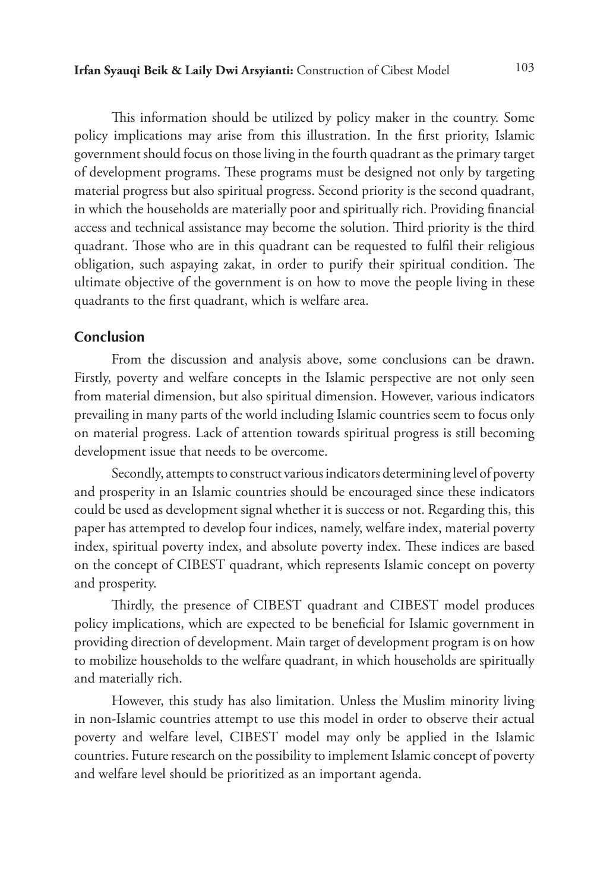This information should be utilized by policy maker in the country. Some policy implications may arise from this illustration. In the first priority, Islamic government should focus on those living in the fourth quadrant as the primary target of development programs. These programs must be designed not only by targeting material progress but also spiritual progress. Second priority is the second quadrant, in which the households are materially poor and spiritually rich. Providing financial access and technical assistance may become the solution. Third priority is the third quadrant. Those who are in this quadrant can be requested to fulfil their religious obligation, such aspaying zakat, in order to purify their spiritual condition. The ultimate objective of the government is on how to move the people living in these quadrants to the first quadrant, which is welfare area.

## Conclusion

From the discussion and analysis above, some conclusions can be drawn. Firstly, poverty and welfare concepts in the Islamic perspective are not only seen from material dimension, but also spiritual dimension. However, various indicators prevailing in many parts of the world including Islamic countries seem to focus only on material progress. Lack of attention towards spiritual progress is still becoming development issue that needs to be overcome.

Secondly, attempts to construct various indicators determining level of poverty and prosperity in an Islamic countries should be encouraged since these indicators could be used as development signal whether it is success or not. Regarding this, this paper has attempted to develop four indices, namely, welfare index, material poverty index, spiritual poverty index, and absolute poverty index. These indices are based on the concept of CIBEST quadrant, which represents Islamic concept on poverty and prosperity.

Thirdly, the presence of CIBEST quadrant and CIBEST model produces policy implications, which are expected to be beneficial for Islamic government in providing direction of development. Main target of development program is on how to mobilize households to the welfare quadrant, in which households are spiritually and materially rich.

However, this study has also limitation. Unless the Muslim minority living in non-Islamic countries attempt to use this model in order to observe their actual poverty and welfare level, CIBEST model may only be applied in the Islamic countries. Future research on the possibility to implement Islamic concept of poverty and welfare level should be prioritized as an important agenda.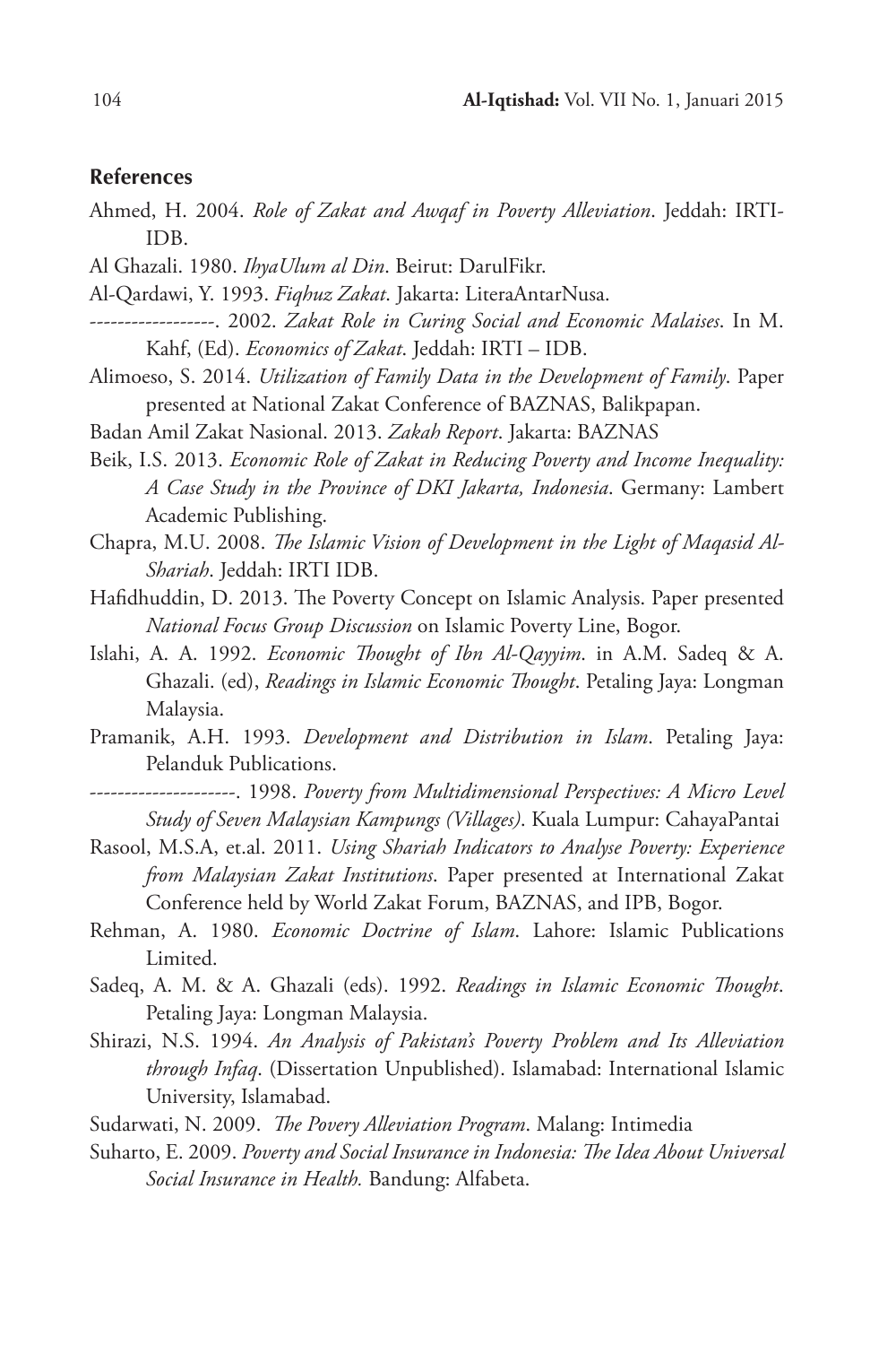## References

Ahmed, H. 2004. *Role of Zakat and Awqaf in Poverty Alleviation*. Jeddah: IRTI-IDB.

Al Ghazali. 1980. *IhyaUlum al Din*. Beirut: DarulFikr.

Al-Qardawi, Y. 1993. *Fiqhuz Zakat*. Jakarta: LiteraAntarNusa.

------------------. 2002. *Zakat Role in Curing Social and Economic Malaises*. In M. Kahf, (Ed). *Economics of Zakat*. Jeddah: IRTI – IDB.

Alimoeso, S. 2014. *Utilization of Family Data in the Development of Family*. Paper presented at National Zakat Conference of BAZNAS, Balikpapan.

Badan Amil Zakat Nasional. 2013. *Zakah Report*. Jakarta: BAZNAS

Beik, I.S. 2013. *Economic Role of Zakat in Reducing Poverty and Income Inequality: A Case Study in the Province of DKI Jakarta, Indonesia*. Germany: Lambert Academic Publishing.

Chapra, M.U. 2008. *The Islamic Vision of Development in the Light of Maqasid Al-Shariah*. Jeddah: IRTI IDB.

Hafidhuddin, D. 2013. The Poverty Concept on Islamic Analysis. Paper presented *National Focus Group Discussion* on Islamic Poverty Line, Bogor.

Islahi, A. A. 1992. *Economic Thought of Ibn Al-Qayyim*. in A.M. Sadeq & A. Ghazali. (ed), *Readings in Islamic Economic Thought*. Petaling Jaya: Longman Malaysia.

Pramanik, A.H. 1993. *Development and Distribution in Islam*. Petaling Jaya: Pelanduk Publications.

---------------------. 1998. *Poverty from Multidimensional Perspectives: A Micro Level Study of Seven Malaysian Kampungs (Villages)*. Kuala Lumpur: CahayaPantai

Rasool, M.S.A, et.al. 2011. *Using Shariah Indicators to Analyse Poverty: Experience from Malaysian Zakat Institutions*. Paper presented at International Zakat Conference held by World Zakat Forum, BAZNAS, and IPB, Bogor.

Rehman, A. 1980. *Economic Doctrine of Islam*. Lahore: Islamic Publications Limited.

Sadeq, A. M. & A. Ghazali (eds). 1992. *Readings in Islamic Economic Thought*. Petaling Jaya: Longman Malaysia.

Shirazi, N.S. 1994. *An Analysis of Pakistan's Poverty Problem and Its Alleviation through Infaq*. (Dissertation Unpublished). Islamabad: International Islamic University, Islamabad.

Sudarwati, N. 2009. *The Povery Alleviation Program*. Malang: Intimedia

Suharto, E. 2009. *Poverty and Social Insurance in Indonesia: The Idea About Universal Social Insurance in Health.* Bandung: Alfabeta.